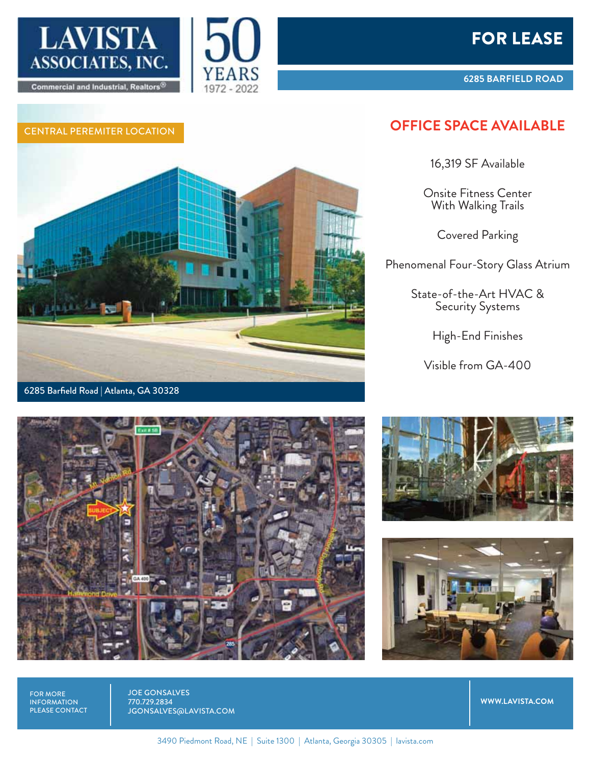LAVISTA ASSOCIATES, INC.

Commercial and Industrial, Realtors®

50 YEARS 1972 - 2022

# FOR LEASE

**6285 BARFIELD ROAD**

CENTRAL PEREMITER LOCATION

6285 Barfield Road | Atlanta, GA 30328

## OFFICE SPACE AVAILABLE

16,319 SF Available

Onsite Fitness Center With Walking Trails

Covered Parking

Phenomenal Four-Story Glass Atrium

State-of-the-Art HVAC & Security Systems

High-End Finishes

Visible from GA-400

FOR MORE INFORMATION PLEASE CONTACT

JOE GONSALVES
770.729.2834
JGONSALVES@LAVISTA.COM

WWW.LAVISTA.COM

3490 Piedmont Road, NE | Suite 1300 | Atlanta, Georgia 30305 | lavista.com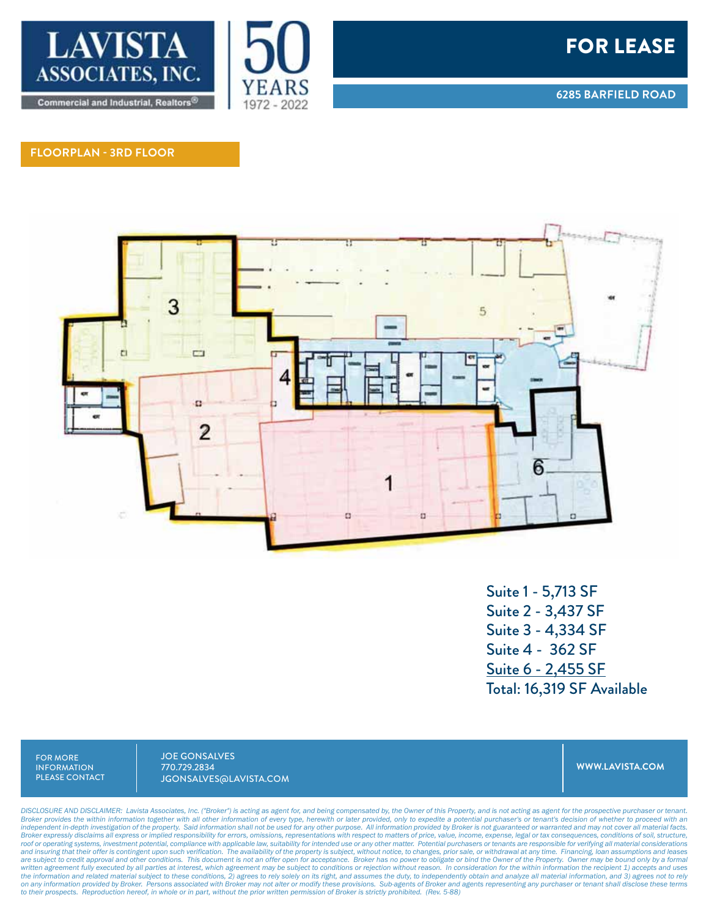# FOR LEASE

**6285 BARFIELD ROAD**

LAVISTA ASSOCIATES, INC.
Commercial and Industrial, Realtors®

50 YEARS 1972 - 2022

## FLOORPLAN - 3RD FLOOR

3

5

4

2

1

6

Suite 1 - 5,713 SF
Suite 2 - 3,437 SF
Suite 3 - 4,334 SF
Suite 4 - 362 SF
Suite 6 - 2,455 SF
Total: 16,319 SF Available

FOR MORE INFORMATION PLEASE CONTACT

JOE GONSALVES
770.729.2834
JGONSALVES@LAVISTA.COM

WWW.LAVISTA.COM

*DISCLOSURE AND DISCLAIMER: Lavista Associates, Inc. ("Broker") is acting as agent for, and being compensated by, the Owner of this Property, and is not acting as agent for the prospective purchaser or tenant. Broker provides the within information together with all other information of every type, herewith or later provided, only to expedite a potential purchaser's or tenant's decision of whether to proceed with an independent in-depth investigation of the property. Said information shall not be used for any other purpose. All information provided by Broker is not guaranteed or warranted and may not cover all material facts. Broker expressly disclaims all express or implied responsibility for errors, omissions, representations with respect to matters of price, value, income, expense, legal or tax consequences, conditions of soil, structure, roof or operating systems, investment potential, compliance with applicable law, suitability for intended use or any other matter. Potential purchasers or tenants are responsible for verifying all material considerations and insuring that their offer is contingent upon such verification. The availability of the property is subject, without notice, to changes, prior sale, or withdrawal at any time. Financing, loan assumptions and leases are subject to credit approval and other conditions. This document is not an offer open for acceptance. Broker has no power to obligate or bind the Owner of the Property. Owner may be bound only by a formal written agreement fully executed by all parties at interest, which agreement may be subject to conditions or rejection without reason. In consideration for the within information the recipient 1) accepts and uses the information and related material subject to these conditions, 2) agrees to rely solely on its right, and assumes the duty, to independently obtain and analyze all material information, and 3) agrees not to rely on any information provided by Broker. Persons associated with Broker may not alter or modify these provisions. Sub-agents of Broker and agents representing any purchaser or tenant shall disclose these terms to their prospects. Reproduction hereof, in whole or in part, without the prior written permission of Broker is strictly prohibited. (Rev. 5-88)*